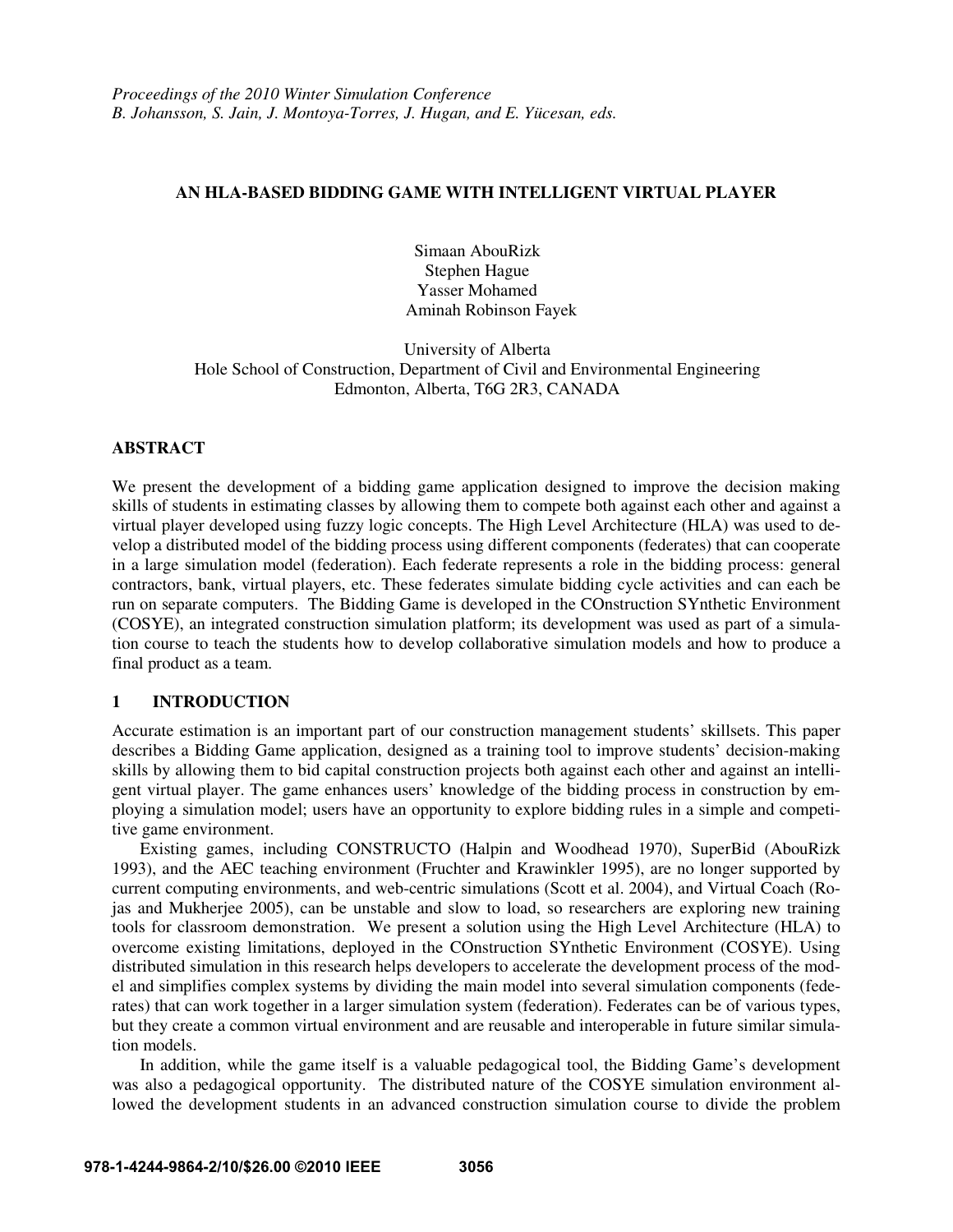*Proceedings of the 2010 Winter Simulation Conference*
*B. Johansson, S. Jain, J. Montoya-Torres, J. Hugan, and E. Yücesan, eds.*

# AN HLA-BASED BIDDING GAME WITH INTELLIGENT VIRTUAL PLAYER

Simaan AbouRizk
Stephen Hague
Yasser Mohamed
Aminah Robinson Fayek

University of Alberta
Hole School of Construction, Department of Civil and Environmental Engineering
Edmonton, Alberta, T6G 2R3, CANADA

## ABSTRACT

We present the development of a bidding game application designed to improve the decision making skills of students in estimating classes by allowing them to compete both against each other and against a virtual player developed using fuzzy logic concepts. The High Level Architecture (HLA) was used to develop a distributed model of the bidding process using different components (federates) that can cooperate in a large simulation model (federation). Each federate represents a role in the bidding process: general contractors, bank, virtual players, etc. These federates simulate bidding cycle activities and can each be run on separate computers. The Bidding Game is developed in the COnstruction SYnthetic Environment (COSYE), an integrated construction simulation platform; its development was used as part of a simulation course to teach the students how to develop collaborative simulation models and how to produce a final product as a team.

## 1 INTRODUCTION

Accurate estimation is an important part of our construction management students' skillsets. This paper describes a Bidding Game application, designed as a training tool to improve students' decision-making skills by allowing them to bid capital construction projects both against each other and against an intelligent virtual player. The game enhances users' knowledge of the bidding process in construction by employing a simulation model; users have an opportunity to explore bidding rules in a simple and competitive game environment.

Existing games, including CONSTRUCTO (Halpin and Woodhead 1970), SuperBid (AbouRizk 1993), and the AEC teaching environment (Fruchter and Krawinkler 1995), are no longer supported by current computing environments, and web-centric simulations (Scott et al. 2004), and Virtual Coach (Rojas and Mukherjee 2005), can be unstable and slow to load, so researchers are exploring new training tools for classroom demonstration. We present a solution using the High Level Architecture (HLA) to overcome existing limitations, deployed in the COnstruction SYnthetic Environment (COSYE). Using distributed simulation in this research helps developers to accelerate the development process of the model and simplifies complex systems by dividing the main model into several simulation components (federates) that can work together in a larger simulation system (federation). Federates can be of various types, but they create a common virtual environment and are reusable and interoperable in future similar simulation models.

In addition, while the game itself is a valuable pedagogical tool, the Bidding Game's development was also a pedagogical opportunity. The distributed nature of the COSYE simulation environment allowed the development students in an advanced construction simulation course to divide the problem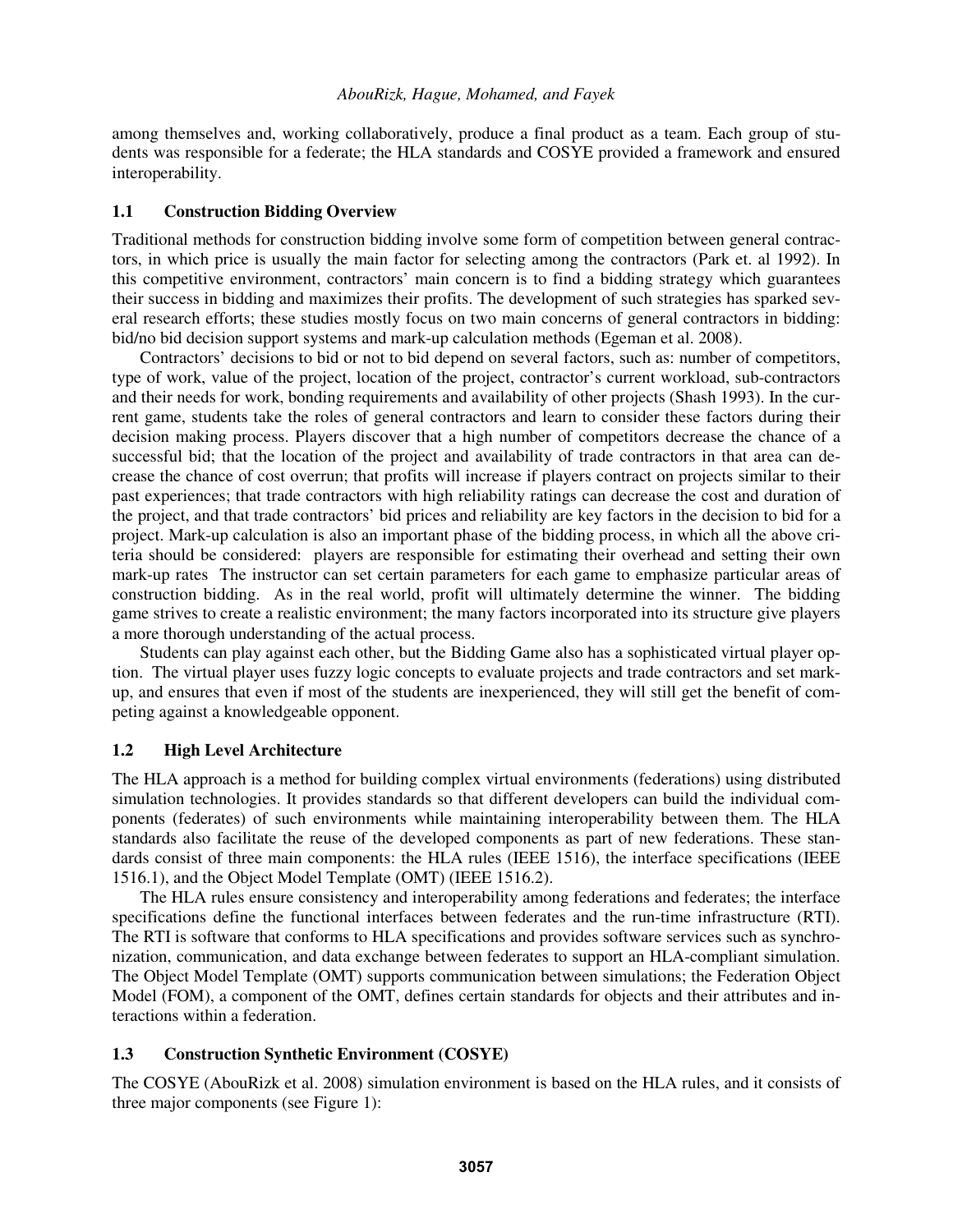among themselves and, working collaboratively, produce a final product as a team. Each group of students was responsible for a federate; the HLA standards and COSYE provided a framework and ensured interoperability.

### 1.1 Construction Bidding Overview

Traditional methods for construction bidding involve some form of competition between general contractors, in which price is usually the main factor for selecting among the contractors (Park et. al 1992). In this competitive environment, contractors' main concern is to find a bidding strategy which guarantees their success in bidding and maximizes their profits. The development of such strategies has sparked several research efforts; these studies mostly focus on two main concerns of general contractors in bidding: bid/no bid decision support systems and mark-up calculation methods (Egeman et al. 2008).

Contractors' decisions to bid or not to bid depend on several factors, such as: number of competitors, type of work, value of the project, location of the project, contractor's current workload, sub-contractors and their needs for work, bonding requirements and availability of other projects (Shash 1993). In the current game, students take the roles of general contractors and learn to consider these factors during their decision making process. Players discover that a high number of competitors decrease the chance of a successful bid; that the location of the project and availability of trade contractors in that area can decrease the chance of cost overrun; that profits will increase if players contract on projects similar to their past experiences; that trade contractors with high reliability ratings can decrease the cost and duration of the project, and that trade contractors' bid prices and reliability are key factors in the decision to bid for a project. Mark-up calculation is also an important phase of the bidding process, in which all the above criteria should be considered: players are responsible for estimating their overhead and setting their own mark-up rates The instructor can set certain parameters for each game to emphasize particular areas of construction bidding. As in the real world, profit will ultimately determine the winner. The bidding game strives to create a realistic environment; the many factors incorporated into its structure give players a more thorough understanding of the actual process.

Students can play against each other, but the Bidding Game also has a sophisticated virtual player option. The virtual player uses fuzzy logic concepts to evaluate projects and trade contractors and set mark-up, and ensures that even if most of the students are inexperienced, they will still get the benefit of competing against a knowledgeable opponent.

### 1.2 High Level Architecture

The HLA approach is a method for building complex virtual environments (federations) using distributed simulation technologies. It provides standards so that different developers can build the individual components (federates) of such environments while maintaining interoperability between them. The HLA standards also facilitate the reuse of the developed components as part of new federations. These standards consist of three main components: the HLA rules (IEEE 1516), the interface specifications (IEEE 1516.1), and the Object Model Template (OMT) (IEEE 1516.2).

The HLA rules ensure consistency and interoperability among federations and federates; the interface specifications define the functional interfaces between federates and the run-time infrastructure (RTI). The RTI is software that conforms to HLA specifications and provides software services such as synchronization, communication, and data exchange between federates to support an HLA-compliant simulation. The Object Model Template (OMT) supports communication between simulations; the Federation Object Model (FOM), a component of the OMT, defines certain standards for objects and their attributes and interactions within a federation.

### 1.3 Construction Synthetic Environment (COSYE)

The COSYE (AbouRizk et al. 2008) simulation environment is based on the HLA rules, and it consists of three major components (see Figure 1):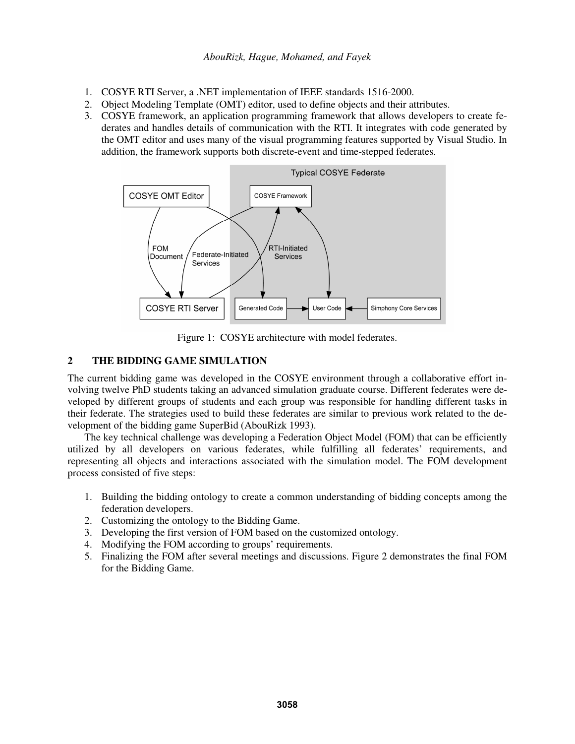1. COSYE RTI Server, a .NET implementation of IEEE standards 1516-2000.
2. Object Modeling Template (OMT) editor, used to define objects and their attributes.
3. COSYE framework, an application programming framework that allows developers to create federates and handles details of communication with the RTI. It integrates with code generated by the OMT editor and uses many of the visual programming features supported by Visual Studio. In addition, the framework supports both discrete-event and time-stepped federates.

Figure 1: COSYE architecture with model federates.

## 2 THE BIDDING GAME SIMULATION

The current bidding game was developed in the COSYE environment through a collaborative effort involving twelve PhD students taking an advanced simulation graduate course. Different federates were developed by different groups of students and each group was responsible for handling different tasks in their federate. The strategies used to build these federates are similar to previous work related to the development of the bidding game SuperBid (AbouRizk 1993).

The key technical challenge was developing a Federation Object Model (FOM) that can be efficiently utilized by all developers on various federates, while fulfilling all federates' requirements, and representing all objects and interactions associated with the simulation model. The FOM development process consisted of five steps:

1. Building the bidding ontology to create a common understanding of bidding concepts among the federation developers.
2. Customizing the ontology to the Bidding Game.
3. Developing the first version of FOM based on the customized ontology.
4. Modifying the FOM according to groups' requirements.
5. Finalizing the FOM after several meetings and discussions. Figure 2 demonstrates the final FOM for the Bidding Game.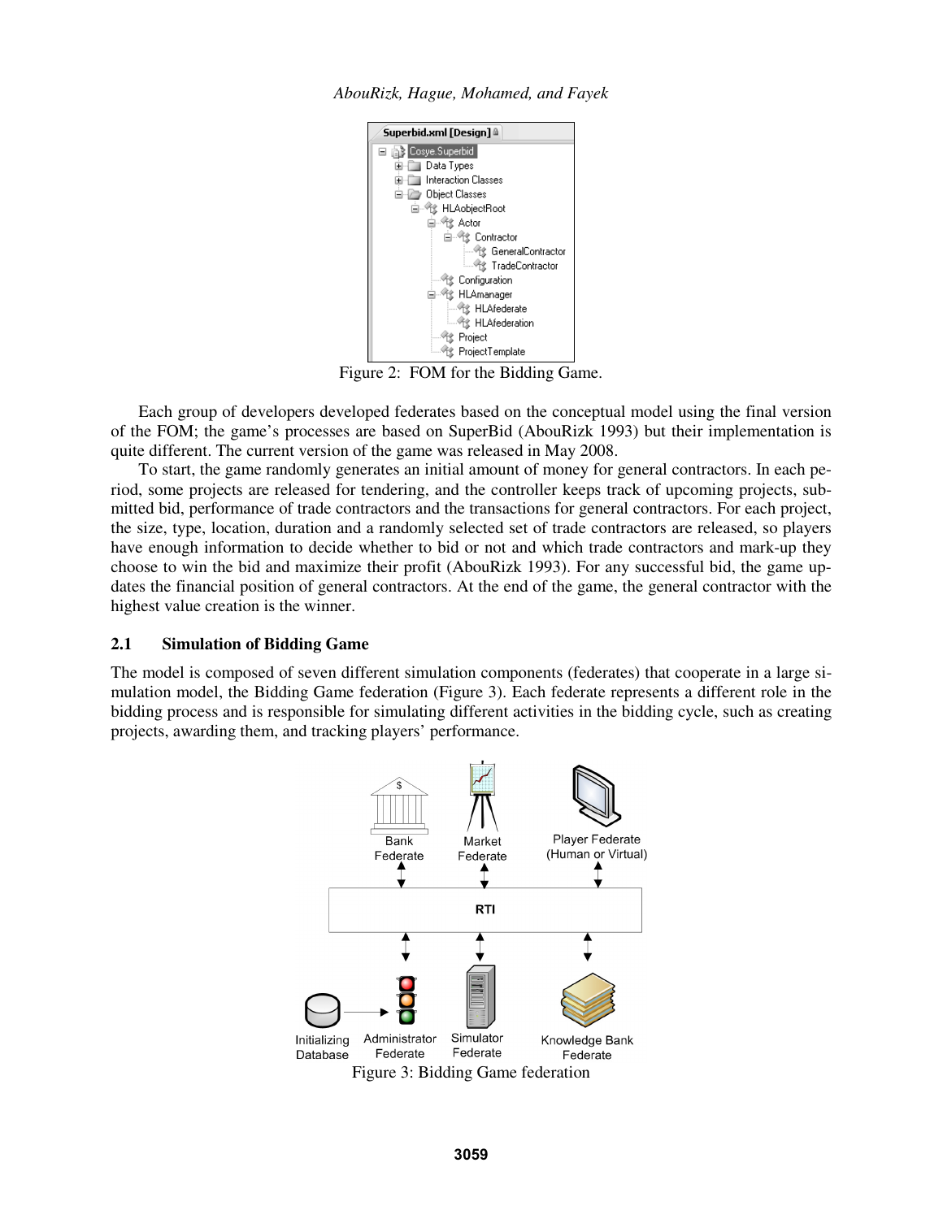Figure 2: FOM for the Bidding Game.

Each group of developers developed federates based on the conceptual model using the final version of the FOM; the game's processes are based on SuperBid (AbouRizk 1993) but their implementation is quite different. The current version of the game was released in May 2008.

To start, the game randomly generates an initial amount of money for general contractors. In each period, some projects are released for tendering, and the controller keeps track of upcoming projects, submitted bid, performance of trade contractors and the transactions for general contractors. For each project, the size, type, location, duration and a randomly selected set of trade contractors are released, so players have enough information to decide whether to bid or not and which trade contractors and mark-up they choose to win the bid and maximize their profit (AbouRizk 1993). For any successful bid, the game updates the financial position of general contractors. At the end of the game, the general contractor with the highest value creation is the winner.

## 2.1 Simulation of Bidding Game

The model is composed of seven different simulation components (federates) that cooperate in a large simulation model, the Bidding Game federation (Figure 3). Each federate represents a different role in the bidding process and is responsible for simulating different activities in the bidding cycle, such as creating projects, awarding them, and tracking players' performance.

Figure 3: Bidding Game federation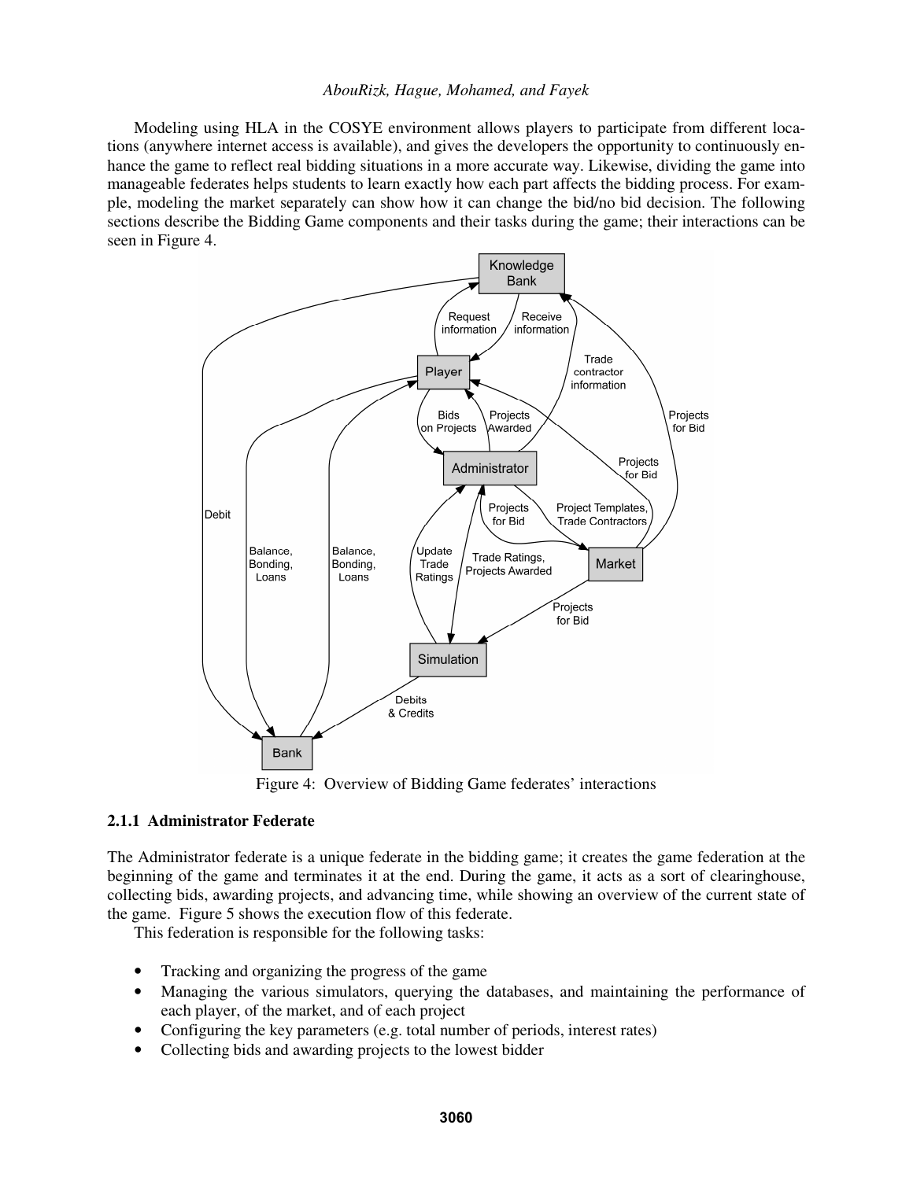Modeling using HLA in the COSYE environment allows players to participate from different locations (anywhere internet access is available), and gives the developers the opportunity to continuously enhance the game to reflect real bidding situations in a more accurate way. Likewise, dividing the game into manageable federates helps students to learn exactly how each part affects the bidding process. For example, modeling the market separately can show how it can change the bid/no bid decision. The following sections describe the Bidding Game components and their tasks during the game; their interactions can be seen in Figure 4.

Figure 4: Overview of Bidding Game federates' interactions

### 2.1.1 Administrator Federate

The Administrator federate is a unique federate in the bidding game; it creates the game federation at the beginning of the game and terminates it at the end. During the game, it acts as a sort of clearinghouse, collecting bids, awarding projects, and advancing time, while showing an overview of the current state of the game. Figure 5 shows the execution flow of this federate.

This federation is responsible for the following tasks:

- Tracking and organizing the progress of the game
- Managing the various simulators, querying the databases, and maintaining the performance of each player, of the market, and of each project
- Configuring the key parameters (e.g. total number of periods, interest rates)
- Collecting bids and awarding projects to the lowest bidder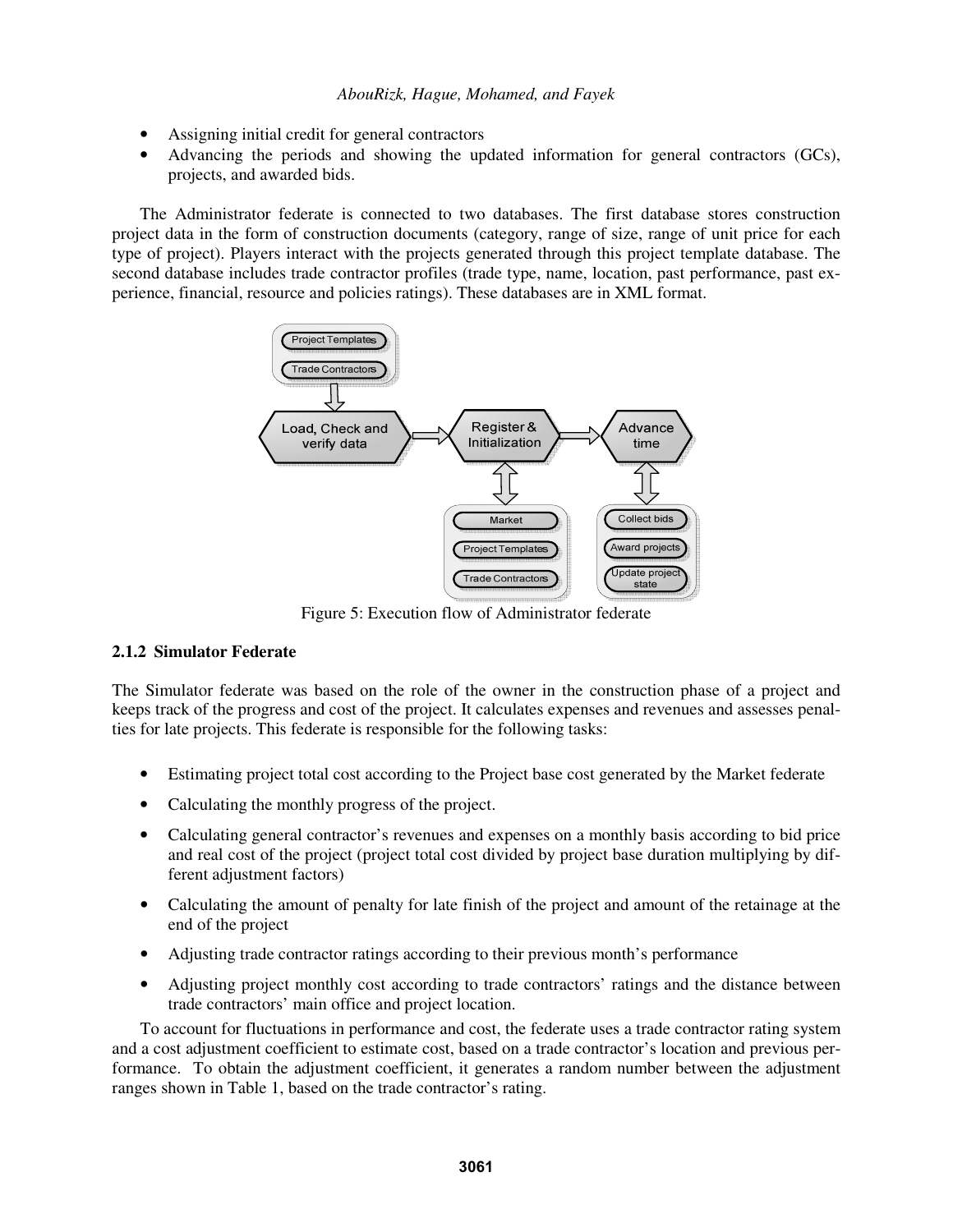- Assigning initial credit for general contractors
- Advancing the periods and showing the updated information for general contractors (GCs), projects, and awarded bids.

The Administrator federate is connected to two databases. The first database stores construction project data in the form of construction documents (category, range of size, range of unit price for each type of project). Players interact with the projects generated through this project template database. The second database includes trade contractor profiles (trade type, name, location, past performance, past experience, financial, resource and policies ratings). These databases are in XML format.

Figure 5: Execution flow of Administrator federate

### 2.1.2 Simulator Federate

The Simulator federate was based on the role of the owner in the construction phase of a project and keeps track of the progress and cost of the project. It calculates expenses and revenues and assesses penalties for late projects. This federate is responsible for the following tasks:

- Estimating project total cost according to the Project base cost generated by the Market federate
- Calculating the monthly progress of the project.
- Calculating general contractor's revenues and expenses on a monthly basis according to bid price and real cost of the project (project total cost divided by project base duration multiplying by different adjustment factors)
- Calculating the amount of penalty for late finish of the project and amount of the retainage at the end of the project
- Adjusting trade contractor ratings according to their previous month's performance
- Adjusting project monthly cost according to trade contractors' ratings and the distance between trade contractors' main office and project location.

To account for fluctuations in performance and cost, the federate uses a trade contractor rating system and a cost adjustment coefficient to estimate cost, based on a trade contractor's location and previous performance. To obtain the adjustment coefficient, it generates a random number between the adjustment ranges shown in Table 1, based on the trade contractor's rating.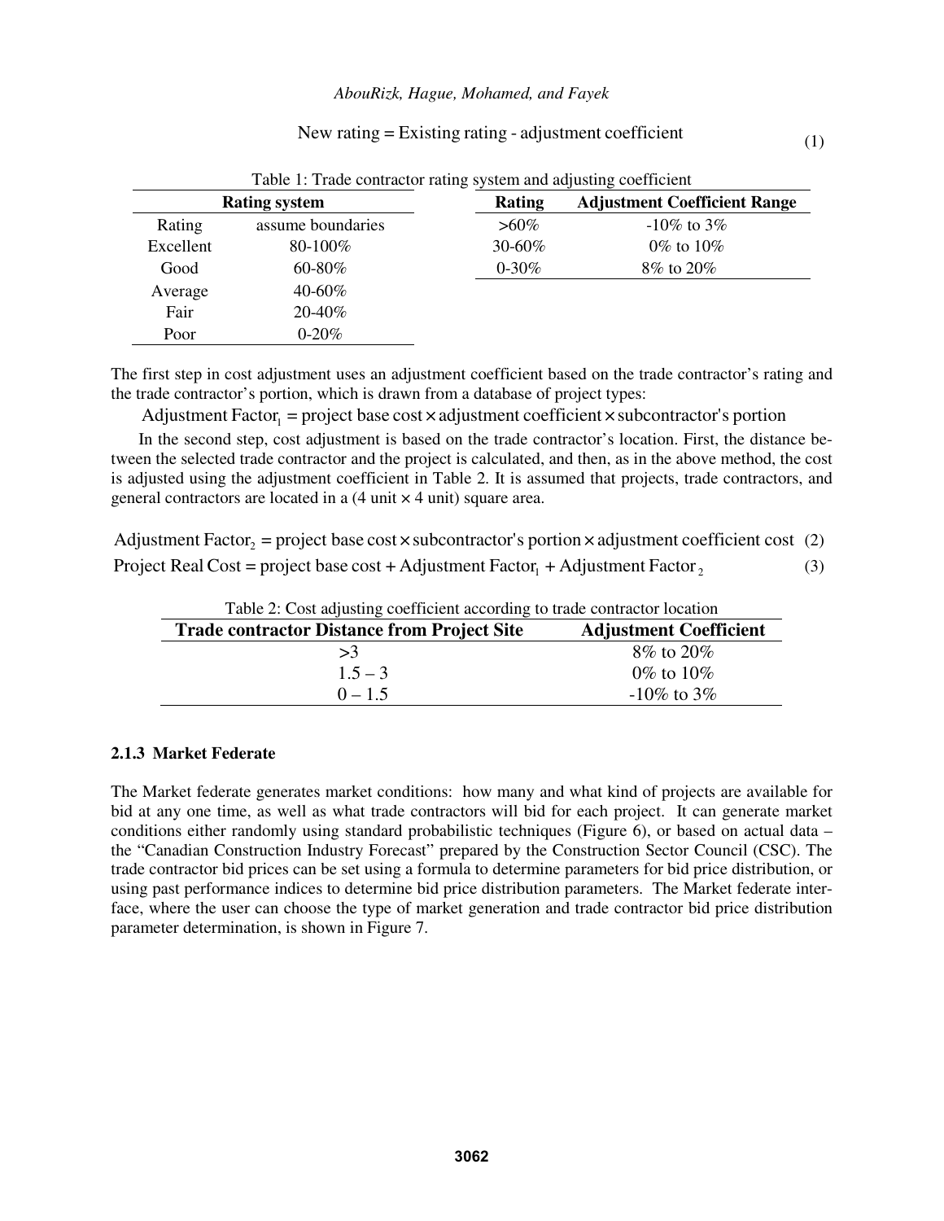$$\text{New rating} = \text{Existing rating} - \text{adjustment coefficient} \tag{1}$$

Table 1: Trade contractor rating system and adjusting coefficient

| Rating system | | | Rating | Adjustment Coefficient Range |
|---|---|---|---|---|
| Rating | assume boundaries | | >60% | -10% to 3% |
| Excellent | 80-100% | | 30-60% | 0% to 10% |
| Good | 60-80% | | 0-30% | 8% to 20% |
| Average | 40-60% | | | |
| Fair | 20-40% | | | |
| Poor | 0-20% | | | |

The first step in cost adjustment uses an adjustment coefficient based on the trade contractor's rating and the trade contractor's portion, which is drawn from a database of project types:

$$\text{Adjustment Factor}_1 = \text{project base cost} \times \text{adjustment coefficient} \times \text{subcontractor's portion}$$

In the second step, cost adjustment is based on the trade contractor's location. First, the distance between the selected trade contractor and the project is calculated, and then, as in the above method, the cost is adjusted using the adjustment coefficient in Table 2. It is assumed that projects, trade contractors, and general contractors are located in a (4 unit × 4 unit) square area.

$$\text{Adjustment Factor}_2 = \text{project base cost} \times \text{subcontractor's portion} \times \text{adjustment coefficient cost} \tag{2}$$

$$\text{Project Real Cost} = \text{project base cost} + \text{Adjustment Factor}_1 + \text{Adjustment Factor}_2 \tag{3}$$

Table 2: Cost adjusting coefficient according to trade contractor location

| Trade contractor Distance from Project Site | Adjustment Coefficient |
|---|---|
| >3 | 8% to 20% |
| 1.5 – 3 | 0% to 10% |
| 0 – 1.5 | -10% to 3% |

### 2.1.3 Market Federate

The Market federate generates market conditions: how many and what kind of projects are available for bid at any one time, as well as what trade contractors will bid for each project. It can generate market conditions either randomly using standard probabilistic techniques (Figure 6), or based on actual data – the "Canadian Construction Industry Forecast" prepared by the Construction Sector Council (CSC). The trade contractor bid prices can be set using a formula to determine parameters for bid price distribution, or using past performance indices to determine bid price distribution parameters. The Market federate interface, where the user can choose the type of market generation and trade contractor bid price distribution parameter determination, is shown in Figure 7.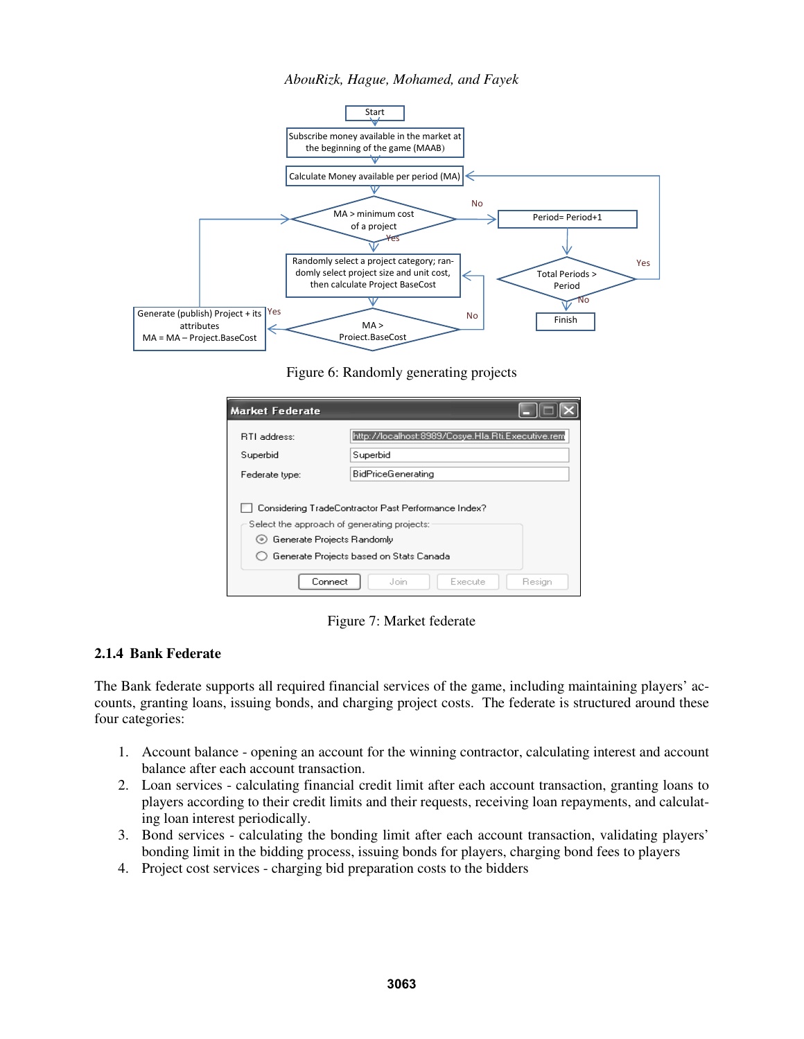Figure 6: Randomly generating projects

Figure 7: Market federate

### 2.1.4 Bank Federate

The Bank federate supports all required financial services of the game, including maintaining players' accounts, granting loans, issuing bonds, and charging project costs. The federate is structured around these four categories:

1. Account balance - opening an account for the winning contractor, calculating interest and account balance after each account transaction.
2. Loan services - calculating financial credit limit after each account transaction, granting loans to players according to their credit limits and their requests, receiving loan repayments, and calculating loan interest periodically.
3. Bond services - calculating the bonding limit after each account transaction, validating players' bonding limit in the bidding process, issuing bonds for players, charging bond fees to players
4. Project cost services - charging bid preparation costs to the bidders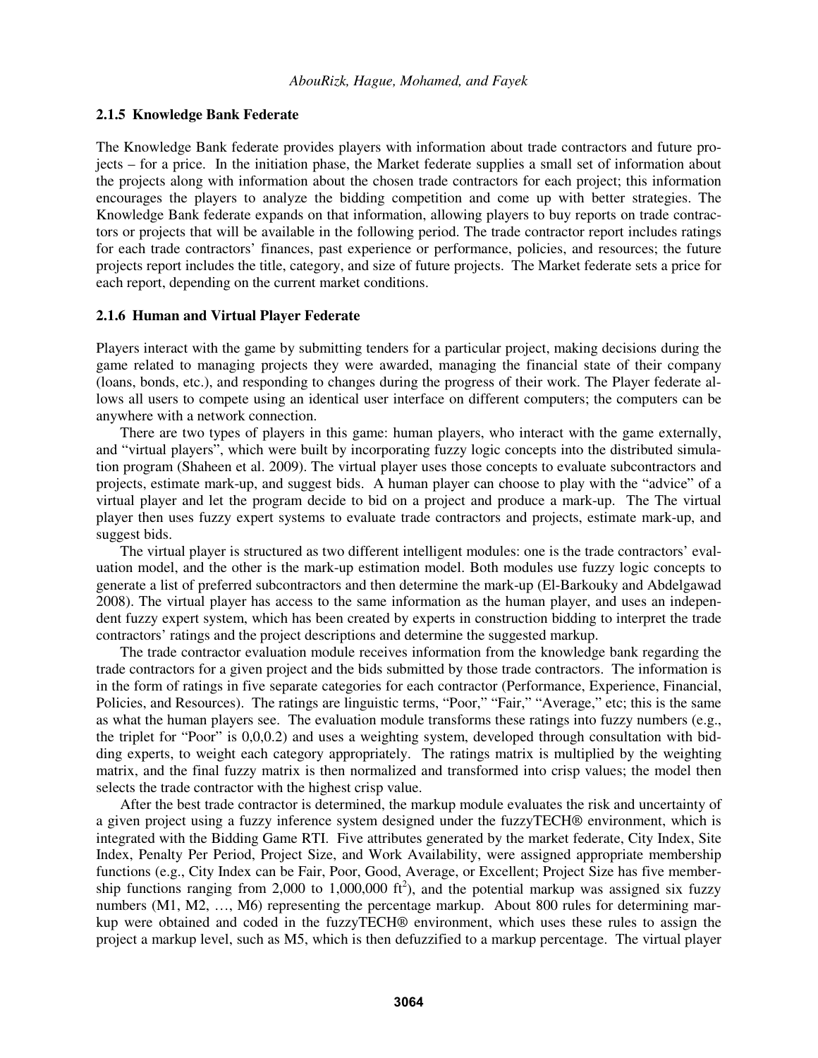#### 2.1.5 Knowledge Bank Federate

The Knowledge Bank federate provides players with information about trade contractors and future projects – for a price. In the initiation phase, the Market federate supplies a small set of information about the projects along with information about the chosen trade contractors for each project; this information encourages the players to analyze the bidding competition and come up with better strategies. The Knowledge Bank federate expands on that information, allowing players to buy reports on trade contractors or projects that will be available in the following period. The trade contractor report includes ratings for each trade contractors' finances, past experience or performance, policies, and resources; the future projects report includes the title, category, and size of future projects. The Market federate sets a price for each report, depending on the current market conditions.

#### 2.1.6 Human and Virtual Player Federate

Players interact with the game by submitting tenders for a particular project, making decisions during the game related to managing projects they were awarded, managing the financial state of their company (loans, bonds, etc.), and responding to changes during the progress of their work. The Player federate allows all users to compete using an identical user interface on different computers; the computers can be anywhere with a network connection.

There are two types of players in this game: human players, who interact with the game externally, and "virtual players", which were built by incorporating fuzzy logic concepts into the distributed simulation program (Shaheen et al. 2009). The virtual player uses those concepts to evaluate subcontractors and projects, estimate mark-up, and suggest bids. A human player can choose to play with the "advice" of a virtual player and let the program decide to bid on a project and produce a mark-up. The The virtual player then uses fuzzy expert systems to evaluate trade contractors and projects, estimate mark-up, and suggest bids.

The virtual player is structured as two different intelligent modules: one is the trade contractors' evaluation model, and the other is the mark-up estimation model. Both modules use fuzzy logic concepts to generate a list of preferred subcontractors and then determine the mark-up (El-Barkouky and Abdelgawad 2008). The virtual player has access to the same information as the human player, and uses an independent fuzzy expert system, which has been created by experts in construction bidding to interpret the trade contractors' ratings and the project descriptions and determine the suggested markup.

The trade contractor evaluation module receives information from the knowledge bank regarding the trade contractors for a given project and the bids submitted by those trade contractors. The information is in the form of ratings in five separate categories for each contractor (Performance, Experience, Financial, Policies, and Resources). The ratings are linguistic terms, "Poor," "Fair," "Average," etc; this is the same as what the human players see. The evaluation module transforms these ratings into fuzzy numbers (e.g., the triplet for "Poor" is 0,0,0.2) and uses a weighting system, developed through consultation with bidding experts, to weight each category appropriately. The ratings matrix is multiplied by the weighting matrix, and the final fuzzy matrix is then normalized and transformed into crisp values; the model then selects the trade contractor with the highest crisp value.

After the best trade contractor is determined, the markup module evaluates the risk and uncertainty of a given project using a fuzzy inference system designed under the fuzzyTECH® environment, which is integrated with the Bidding Game RTI. Five attributes generated by the market federate, City Index, Site Index, Penalty Per Period, Project Size, and Work Availability, were assigned appropriate membership functions (e.g., City Index can be Fair, Poor, Good, Average, or Excellent; Project Size has five membership functions ranging from 2,000 to 1,000,000 $ft^2$), and the potential markup was assigned six fuzzy numbers (M1, M2, …, M6) representing the percentage markup. About 800 rules for determining markup were obtained and coded in the fuzzyTECH® environment, which uses these rules to assign the project a markup level, such as M5, which is then defuzzified to a markup percentage. The virtual player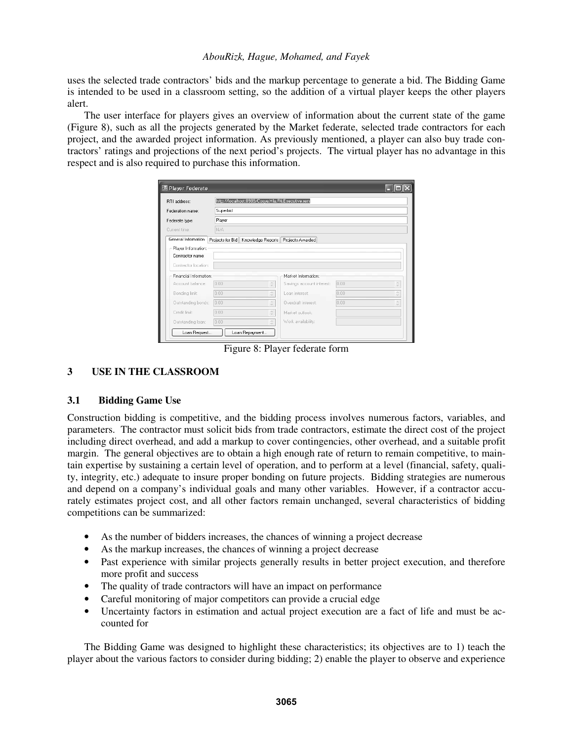uses the selected trade contractors' bids and the markup percentage to generate a bid. The Bidding Game is intended to be used in a classroom setting, so the addition of a virtual player keeps the other players alert.

The user interface for players gives an overview of information about the current state of the game (Figure 8), such as all the projects generated by the Market federate, selected trade contractors for each project, and the awarded project information. As previously mentioned, a player can also buy trade contractors' ratings and projections of the next period's projects. The virtual player has no advantage in this respect and is also required to purchase this information.

Player Federate

RTI address: http://localhost:8989/CosyeHla.RtiExecutive.rem

Federation name: Superbid

Federate type: Player

Current time: N/A

General Information | Projects for Bid | Knowledge Reports | Projects Awarded

Player Information:

Contractor name:

Contractor location:

Financial Information:

Account balance: 0.00

Bonding limit: 0.00

Outstanding bonds: 0.00

Credit limit: 0.00

Outstanding loan: 0.00

Loan Request... | Loan Repayment...

Market Information:

Savings account interest: 0.00

Loan interest: 0.00

Overdraft interest: 0.00

Market outlook:

Work availability:

Figure 8: Player federate form

## 3 USE IN THE CLASSROOM

### 3.1 Bidding Game Use

Construction bidding is competitive, and the bidding process involves numerous factors, variables, and parameters. The contractor must solicit bids from trade contractors, estimate the direct cost of the project including direct overhead, and add a markup to cover contingencies, other overhead, and a suitable profit margin. The general objectives are to obtain a high enough rate of return to remain competitive, to maintain expertise by sustaining a certain level of operation, and to perform at a level (financial, safety, quality, integrity, etc.) adequate to insure proper bonding on future projects. Bidding strategies are numerous and depend on a company's individual goals and many other variables. However, if a contractor accurately estimates project cost, and all other factors remain unchanged, several characteristics of bidding competitions can be summarized:

- As the number of bidders increases, the chances of winning a project decrease
- As the markup increases, the chances of winning a project decrease
- Past experience with similar projects generally results in better project execution, and therefore more profit and success
- The quality of trade contractors will have an impact on performance
- Careful monitoring of major competitors can provide a crucial edge
- Uncertainty factors in estimation and actual project execution are a fact of life and must be accounted for

The Bidding Game was designed to highlight these characteristics; its objectives are to 1) teach the player about the various factors to consider during bidding; 2) enable the player to observe and experience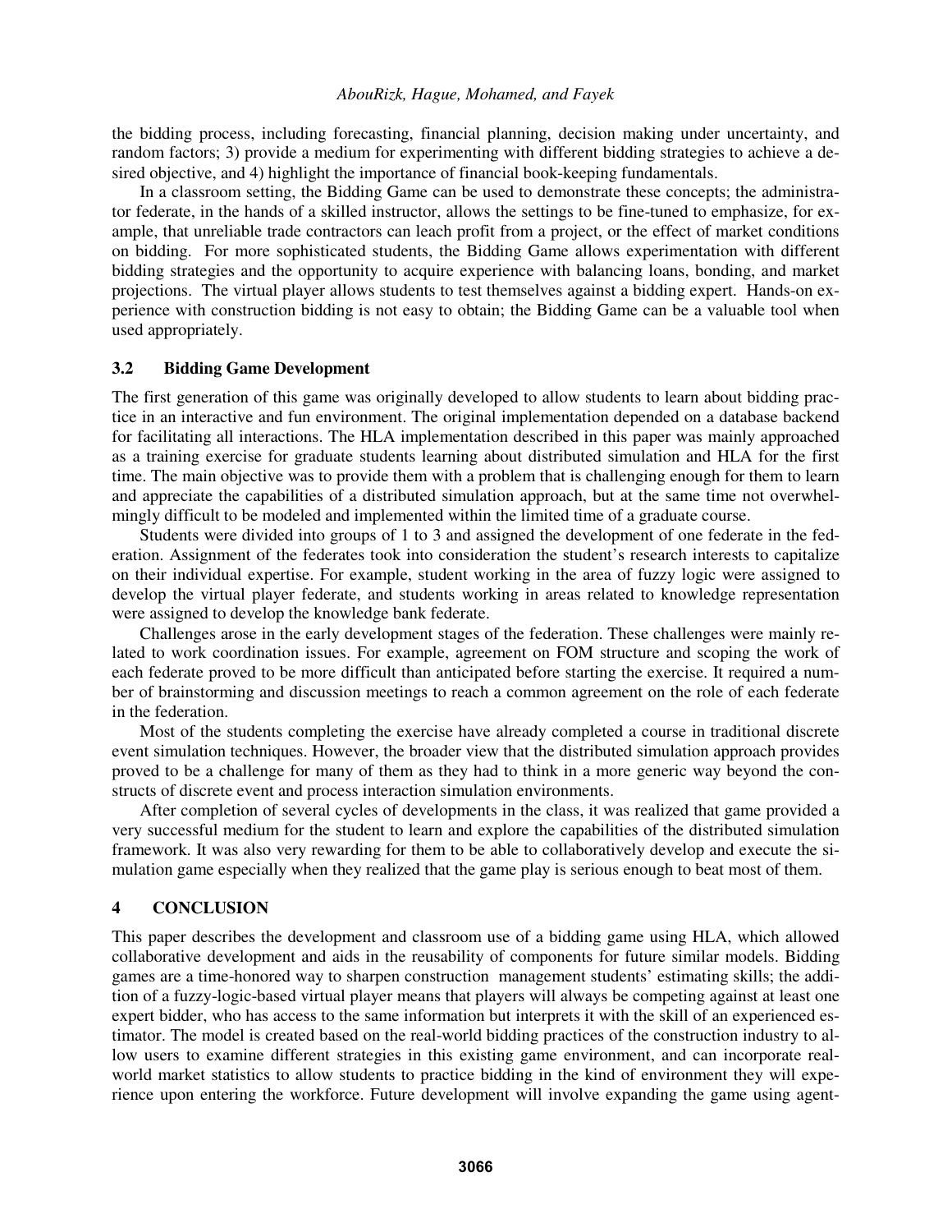the bidding process, including forecasting, financial planning, decision making under uncertainty, and random factors; 3) provide a medium for experimenting with different bidding strategies to achieve a desired objective, and 4) highlight the importance of financial book-keeping fundamentals.

In a classroom setting, the Bidding Game can be used to demonstrate these concepts; the administrator federate, in the hands of a skilled instructor, allows the settings to be fine-tuned to emphasize, for example, that unreliable trade contractors can leach profit from a project, or the effect of market conditions on bidding. For more sophisticated students, the Bidding Game allows experimentation with different bidding strategies and the opportunity to acquire experience with balancing loans, bonding, and market projections. The virtual player allows students to test themselves against a bidding expert. Hands-on experience with construction bidding is not easy to obtain; the Bidding Game can be a valuable tool when used appropriately.

### 3.2 Bidding Game Development

The first generation of this game was originally developed to allow students to learn about bidding practice in an interactive and fun environment. The original implementation depended on a database backend for facilitating all interactions. The HLA implementation described in this paper was mainly approached as a training exercise for graduate students learning about distributed simulation and HLA for the first time. The main objective was to provide them with a problem that is challenging enough for them to learn and appreciate the capabilities of a distributed simulation approach, but at the same time not overwhelmingly difficult to be modeled and implemented within the limited time of a graduate course.

Students were divided into groups of 1 to 3 and assigned the development of one federate in the federation. Assignment of the federates took into consideration the student's research interests to capitalize on their individual expertise. For example, student working in the area of fuzzy logic were assigned to develop the virtual player federate, and students working in areas related to knowledge representation were assigned to develop the knowledge bank federate.

Challenges arose in the early development stages of the federation. These challenges were mainly related to work coordination issues. For example, agreement on FOM structure and scoping the work of each federate proved to be more difficult than anticipated before starting the exercise. It required a number of brainstorming and discussion meetings to reach a common agreement on the role of each federate in the federation.

Most of the students completing the exercise have already completed a course in traditional discrete event simulation techniques. However, the broader view that the distributed simulation approach provides proved to be a challenge for many of them as they had to think in a more generic way beyond the constructs of discrete event and process interaction simulation environments.

After completion of several cycles of developments in the class, it was realized that game provided a very successful medium for the student to learn and explore the capabilities of the distributed simulation framework. It was also very rewarding for them to be able to collaboratively develop and execute the simulation game especially when they realized that the game play is serious enough to beat most of them.

## 4 CONCLUSION

This paper describes the development and classroom use of a bidding game using HLA, which allowed collaborative development and aids in the reusability of components for future similar models. Bidding games are a time-honored way to sharpen construction management students' estimating skills; the addition of a fuzzy-logic-based virtual player means that players will always be competing against at least one expert bidder, who has access to the same information but interprets it with the skill of an experienced estimator. The model is created based on the real-world bidding practices of the construction industry to allow users to examine different strategies in this existing game environment, and can incorporate real-world market statistics to allow students to practice bidding in the kind of environment they will experience upon entering the workforce. Future development will involve expanding the game using agent-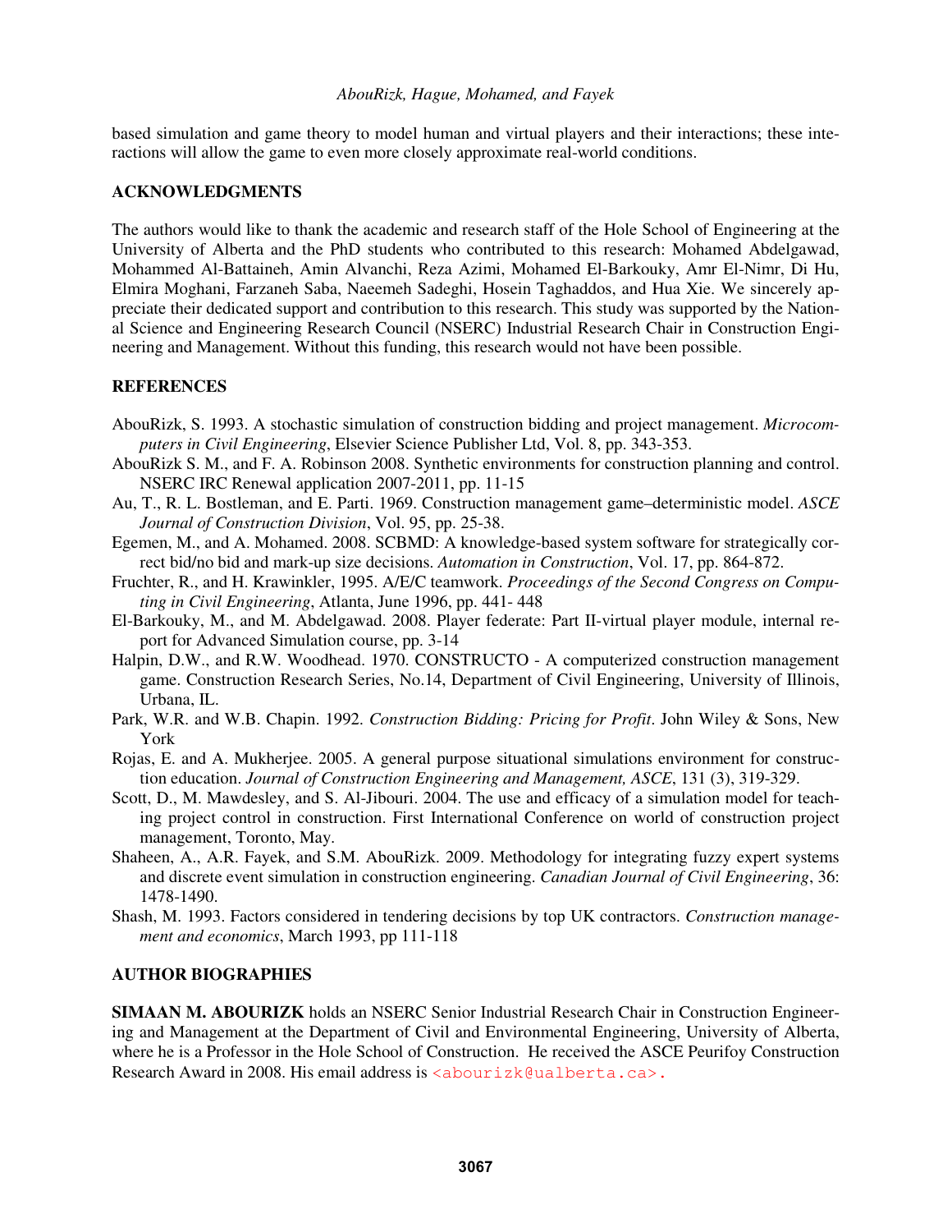based simulation and game theory to model human and virtual players and their interactions; these interactions will allow the game to even more closely approximate real-world conditions.

## ACKNOWLEDGMENTS

The authors would like to thank the academic and research staff of the Hole School of Engineering at the University of Alberta and the PhD students who contributed to this research: Mohamed Abdelgawad, Mohammed Al-Battaineh, Amin Alvanchi, Reza Azimi, Mohamed El-Barkouky, Amr El-Nimr, Di Hu, Elmira Moghani, Farzaneh Saba, Naeemeh Sadeghi, Hosein Taghaddos, and Hua Xie. We sincerely appreciate their dedicated support and contribution to this research. This study was supported by the National Science and Engineering Research Council (NSERC) Industrial Research Chair in Construction Engineering and Management. Without this funding, this research would not have been possible.

## REFERENCES

AbouRizk, S. 1993. A stochastic simulation of construction bidding and project management. *Microcomputers in Civil Engineering*, Elsevier Science Publisher Ltd, Vol. 8, pp. 343-353.

AbouRizk S. M., and F. A. Robinson 2008. Synthetic environments for construction planning and control. NSERC IRC Renewal application 2007-2011, pp. 11-15

Au, T., R. L. Bostleman, and E. Parti. 1969. Construction management game–deterministic model. *ASCE Journal of Construction Division*, Vol. 95, pp. 25-38.

Egemen, M., and A. Mohamed. 2008. SCBMD: A knowledge-based system software for strategically correct bid/no bid and mark-up size decisions. *Automation in Construction*, Vol. 17, pp. 864-872.

Fruchter, R., and H. Krawinkler, 1995. A/E/C teamwork. *Proceedings of the Second Congress on Computing in Civil Engineering*, Atlanta, June 1996, pp. 441- 448

El-Barkouky, M., and M. Abdelgawad. 2008. Player federate: Part II-virtual player module, internal report for Advanced Simulation course, pp. 3-14

Halpin, D.W., and R.W. Woodhead. 1970. CONSTRUCTO - A computerized construction management game. Construction Research Series, No.14, Department of Civil Engineering, University of Illinois, Urbana, IL.

Park, W.R. and W.B. Chapin. 1992. *Construction Bidding: Pricing for Profit*. John Wiley & Sons, New York

Rojas, E. and A. Mukherjee. 2005. A general purpose situational simulations environment for construction education. *Journal of Construction Engineering and Management, ASCE*, 131 (3), 319-329.

Scott, D., M. Mawdesley, and S. Al-Jibouri. 2004. The use and efficacy of a simulation model for teaching project control in construction. First International Conference on world of construction project management, Toronto, May.

Shaheen, A., A.R. Fayek, and S.M. AbouRizk. 2009. Methodology for integrating fuzzy expert systems and discrete event simulation in construction engineering. *Canadian Journal of Civil Engineering*, 36: 1478-1490.

Shash, M. 1993. Factors considered in tendering decisions by top UK contractors. *Construction management and economics*, March 1993, pp 111-118

## AUTHOR BIOGRAPHIES

**SIMAAN M. ABOURIZK** holds an NSERC Senior Industrial Research Chair in Construction Engineering and Management at the Department of Civil and Environmental Engineering, University of Alberta, where he is a Professor in the Hole School of Construction. He received the ASCE Peurifoy Construction Research Award in 2008. His email address is <abourizk@ualberta.ca>.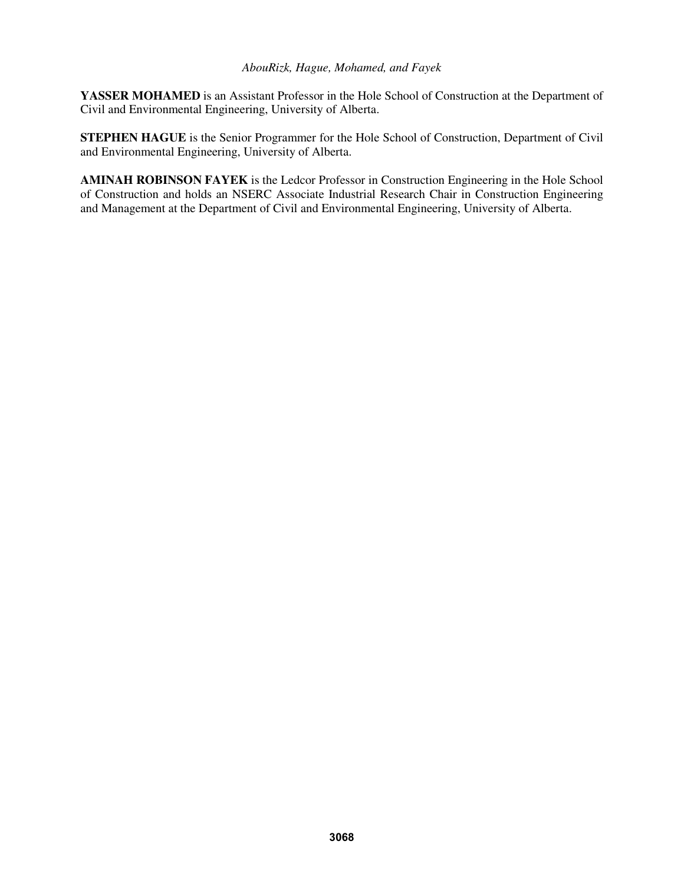**YASSER MOHAMED** is an Assistant Professor in the Hole School of Construction at the Department of Civil and Environmental Engineering, University of Alberta.

**STEPHEN HAGUE** is the Senior Programmer for the Hole School of Construction, Department of Civil and Environmental Engineering, University of Alberta.

**AMINAH ROBINSON FAYEK** is the Ledcor Professor in Construction Engineering in the Hole School of Construction and holds an NSERC Associate Industrial Research Chair in Construction Engineering and Management at the Department of Civil and Environmental Engineering, University of Alberta.